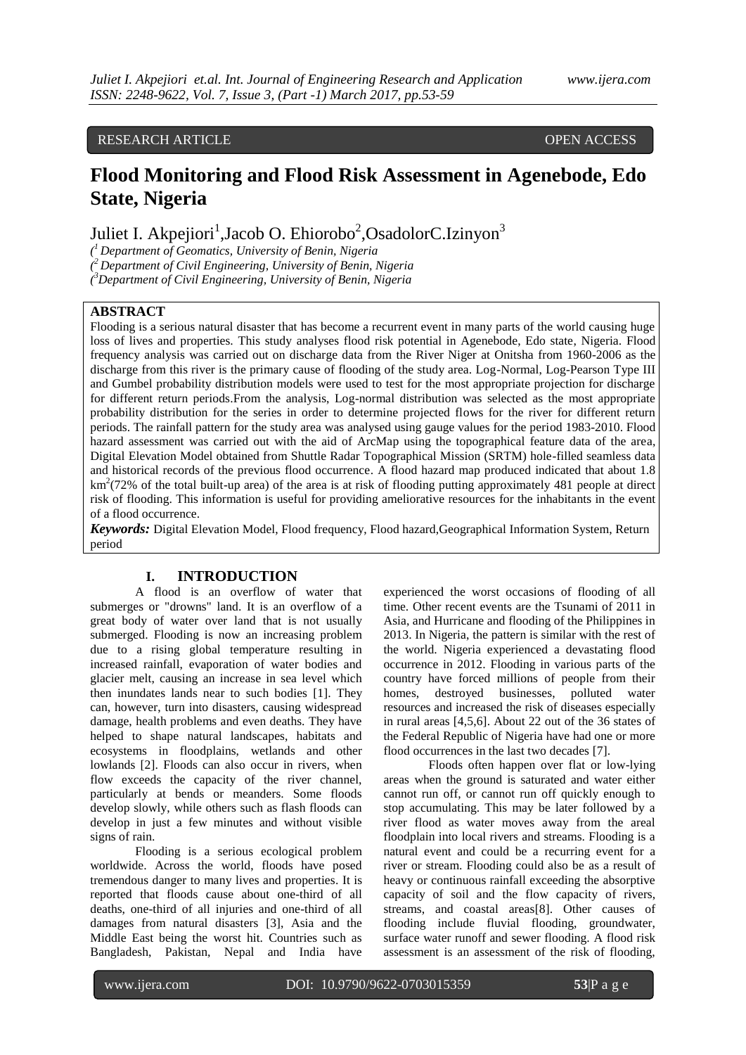RESEARCH ARTICLE OPEN ACCESS

# Flood Monitoring and Flood Risk Assessment in Agenebode, Edo State, Nigeria

Juliet I. Akpejiori[1],Jacob O. Ehiorobo[2],OsadolorC.Izinyon[3]

*([1] Department of Geomatics, University of Benin, Nigeria*
*([2] Department of Civil Engineering, University of Benin, Nigeria*
*([3]Department of Civil Engineering, University of Benin, Nigeria*

## ABSTRACT

Flooding is a serious natural disaster that has become a recurrent event in many parts of the world causing huge loss of lives and properties. This study analyses flood risk potential in Agenebode, Edo state, Nigeria. Flood frequency analysis was carried out on discharge data from the River Niger at Onitsha from 1960-2006 as the discharge from this river is the primary cause of flooding of the study area. Log-Normal, Log-Pearson Type III and Gumbel probability distribution models were used to test for the most appropriate projection for discharge for different return periods.From the analysis, Log-normal distribution was selected as the most appropriate probability distribution for the series in order to determine projected flows for the river for different return periods. The rainfall pattern for the study area was analysed using gauge values for the period 1983-2010. Flood hazard assessment was carried out with the aid of ArcMap using the topographical feature data of the area, Digital Elevation Model obtained from Shuttle Radar Topographical Mission (SRTM) hole-filled seamless data and historical records of the previous flood occurrence. A flood hazard map produced indicated that about 1.8 $km^2$(72% of the total built-up area) of the area is at risk of flooding putting approximately 481 people at direct risk of flooding. This information is useful for providing ameliorative resources for the inhabitants in the event of a flood occurrence.

***Keywords:*** Digital Elevation Model, Flood frequency, Flood hazard,Geographical Information System, Return period

## I. INTRODUCTION

A flood is an overflow of water that submerges or "drowns" land. It is an overflow of a great body of water over land that is not usually submerged. Flooding is now an increasing problem due to a rising global temperature resulting in increased rainfall, evaporation of water bodies and glacier melt, causing an increase in sea level which then inundates lands near to such bodies [1]. They can, however, turn into disasters, causing widespread damage, health problems and even deaths. They have helped to shape natural landscapes, habitats and ecosystems in floodplains, wetlands and other lowlands [2]. Floods can also occur in rivers, when flow exceeds the capacity of the river channel, particularly at bends or meanders. Some floods develop slowly, while others such as flash floods can develop in just a few minutes and without visible signs of rain.

Flooding is a serious ecological problem worldwide. Across the world, floods have posed tremendous danger to many lives and properties. It is reported that floods cause about one-third of all deaths, one-third of all injuries and one-third of all damages from natural disasters [3], Asia and the Middle East being the worst hit. Countries such as Bangladesh, Pakistan, Nepal and India have experienced the worst occasions of flooding of all time. Other recent events are the Tsunami of 2011 in Asia, and Hurricane and flooding of the Philippines in 2013. In Nigeria, the pattern is similar with the rest of the world. Nigeria experienced a devastating flood occurrence in 2012. Flooding in various parts of the country have forced millions of people from their homes, destroyed businesses, polluted water resources and increased the risk of diseases especially in rural areas [4,5,6]. About 22 out of the 36 states of the Federal Republic of Nigeria have had one or more flood occurrences in the last two decades [7].

Floods often happen over flat or low-lying areas when the ground is saturated and water either cannot run off, or cannot run off quickly enough to stop accumulating. This may be later followed by a river flood as water moves away from the areal floodplain into local rivers and streams. Flooding is a natural event and could be a recurring event for a river or stream. Flooding could also be as a result of heavy or continuous rainfall exceeding the absorptive capacity of soil and the flow capacity of rivers, streams, and coastal areas[8]. Other causes of flooding include fluvial flooding, groundwater, surface water runoff and sewer flooding. A flood risk assessment is an assessment of the risk of flooding,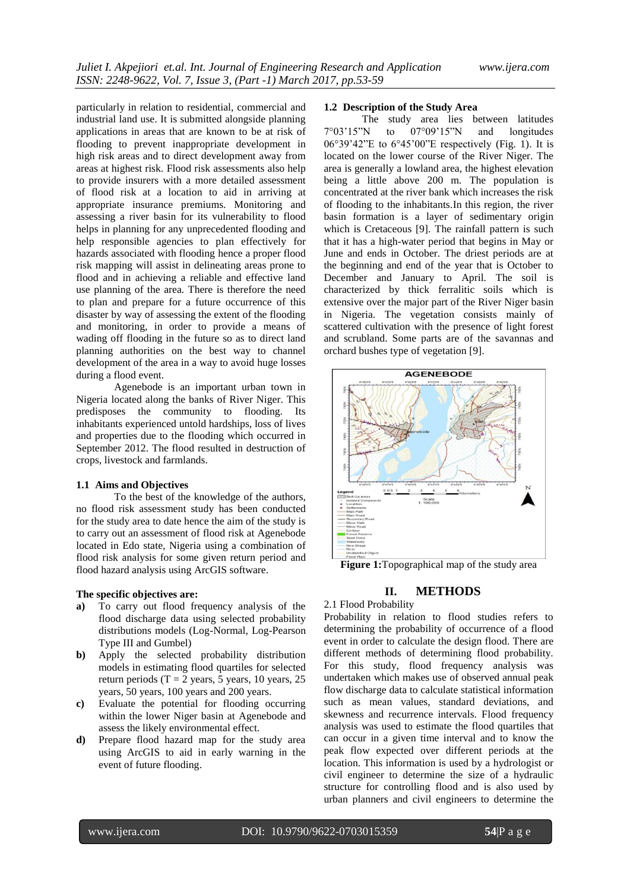particularly in relation to residential, commercial and industrial land use. It is submitted alongside planning applications in areas that are known to be at risk of flooding to prevent inappropriate development in high risk areas and to direct development away from areas at highest risk. Flood risk assessments also help to provide insurers with a more detailed assessment of flood risk at a location to aid in arriving at appropriate insurance premiums. Monitoring and assessing a river basin for its vulnerability to flood helps in planning for any unprecedented flooding and help responsible agencies to plan effectively for hazards associated with flooding hence a proper flood risk mapping will assist in delineating areas prone to flood and in achieving a reliable and effective land use planning of the area. There is therefore the need to plan and prepare for a future occurrence of this disaster by way of assessing the extent of the flooding and monitoring, in order to provide a means of wading off flooding in the future so as to direct land planning authorities on the best way to channel development of the area in a way to avoid huge losses during a flood event.

Agenebode is an important urban town in Nigeria located along the banks of River Niger. This predisposes the community to flooding. Its inhabitants experienced untold hardships, loss of lives and properties due to the flooding which occurred in September 2012. The flood resulted in destruction of crops, livestock and farmlands.

### 1.1 Aims and Objectives

To the best of the knowledge of the authors, no flood risk assessment study has been conducted for the study area to date hence the aim of the study is to carry out an assessment of flood risk at Agenebode located in Edo state, Nigeria using a combination of flood risk analysis for some given return period and flood hazard analysis using ArcGIS software.

**The specific objectives are:**

- **a)** To carry out flood frequency analysis of the flood discharge data using selected probability distributions models (Log-Normal, Log-Pearson Type III and Gumbel)
- **b)** Apply the selected probability distribution models in estimating flood quartiles for selected return periods (T = 2 years, 5 years, 10 years, 25 years, 50 years, 100 years and 200 years.
- **c)** Evaluate the potential for flooding occurring within the lower Niger basin at Agenebode and assess the likely environmental effect.
- **d)** Prepare flood hazard map for the study area using ArcGIS to aid in early warning in the event of future flooding.

### 1.2 Description of the Study Area

The study area lies between latitudes 7°03'15"N to 07°09'15"N and longitudes 06°39'42"E to 6°45'00"E respectively (Fig. 1). It is located on the lower course of the River Niger. The area is generally a lowland area, the highest elevation being a little above 200 m. The population is concentrated at the river bank which increases the risk of flooding to the inhabitants.In this region, the river basin formation is a layer of sedimentary origin which is Cretaceous [9]. The rainfall pattern is such that it has a high-water period that begins in May or June and ends in October. The driest periods are at the beginning and end of the year that is October to December and January to April. The soil is characterized by thick ferralitic soils which is extensive over the major part of the River Niger basin in Nigeria. The vegetation consists mainly of scattered cultivation with the presence of light forest and scrubland. Some parts are of the savannas and orchard bushes type of vegetation [9].

**Figure 1:** Topographical map of the study area

## II. METHODS

### 2.1 Flood Probability

Probability in relation to flood studies refers to determining the probability of occurrence of a flood event in order to calculate the design flood. There are different methods of determining flood probability. For this study, flood frequency analysis was undertaken which makes use of observed annual peak flow discharge data to calculate statistical information such as mean values, standard deviations, and skewness and recurrence intervals. Flood frequency analysis was used to estimate the flood quartiles that can occur in a given time interval and to know the peak flow expected over different periods at the location. This information is used by a hydrologist or civil engineer to determine the size of a hydraulic structure for controlling flood and is also used by urban planners and civil engineers to determine the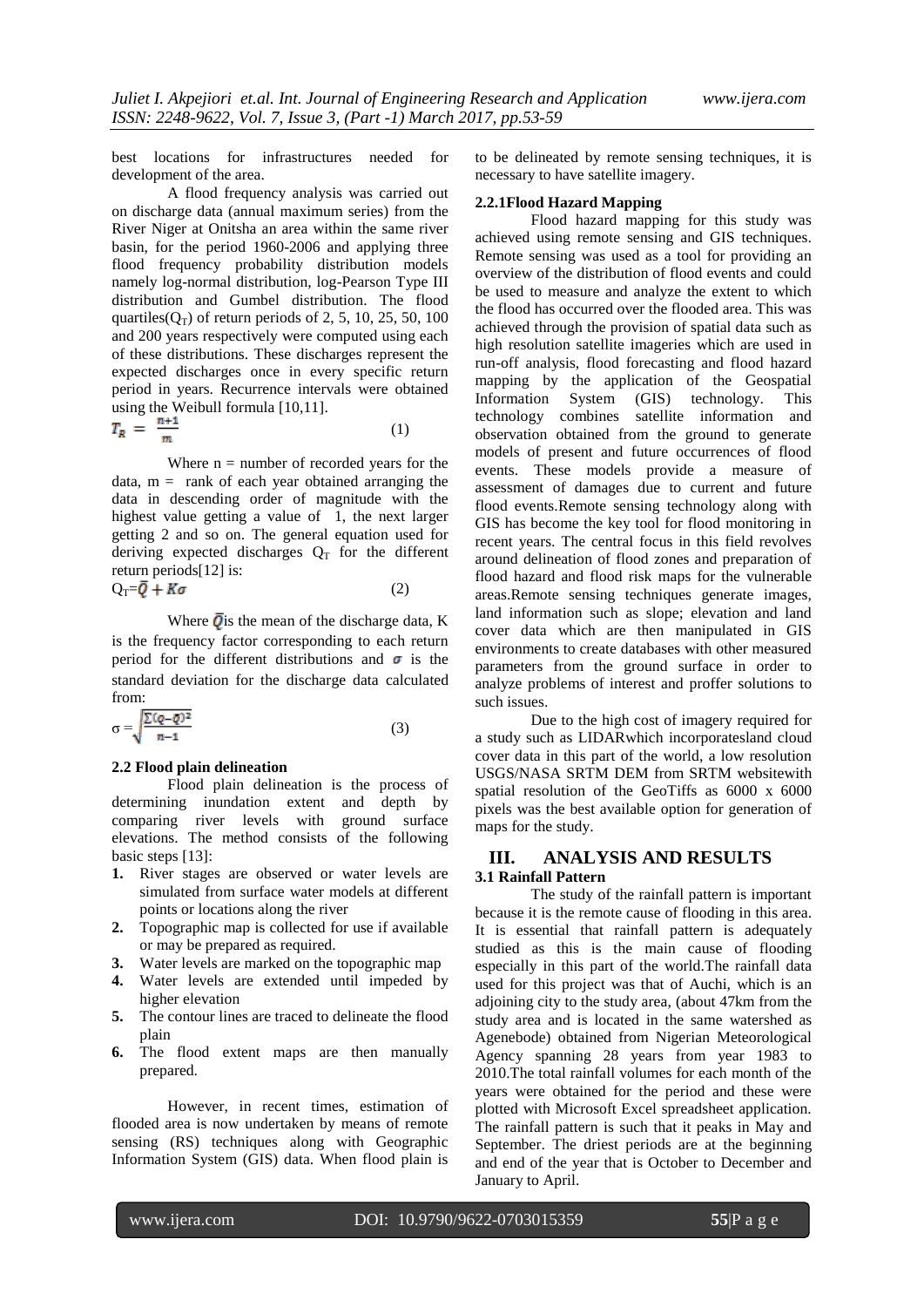best locations for infrastructures needed for development of the area.

A flood frequency analysis was carried out on discharge data (annual maximum series) from the River Niger at Onitsha an area within the same river basin, for the period 1960-2006 and applying three flood frequency probability distribution models namely log-normal distribution, log-Pearson Type III distribution and Gumbel distribution. The flood quartiles($Q_T$) of return periods of 2, 5, 10, 25, 50, 100 and 200 years respectively were computed using each of these distributions. These discharges represent the expected discharges once in every specific return period in years. Recurrence intervals were obtained using the Weibull formula [10,11].

$$T_R = \frac{n+1}{m} \qquad (1)$$

Where n = number of recorded years for the data, m = rank of each year obtained arranging the data in descending order of magnitude with the highest value getting a value of 1, the next larger getting 2 and so on. The general equation used for deriving expected discharges $Q_T$ for the different return periods[12] is:

$$Q_T = \bar{Q} + K\sigma \qquad (2)$$

Where $\bar{Q}$ is the mean of the discharge data, K is the frequency factor corresponding to each return period for the different distributions and $\sigma$ is the standard deviation for the discharge data calculated from:

$$\sigma = \sqrt{\frac{\sum (q-\bar{Q})^2}{n-1}} \qquad (3)$$

### 2.2 Flood plain delineation

Flood plain delineation is the process of determining inundation extent and depth by comparing river levels with ground surface elevations. The method consists of the following basic steps [13]:

1. River stages are observed or water levels are simulated from surface water models at different points or locations along the river
2. Topographic map is collected for use if available or may be prepared as required.
3. Water levels are marked on the topographic map
4. Water levels are extended until impeded by higher elevation
5. The contour lines are traced to delineate the flood plain
6. The flood extent maps are then manually prepared.

However, in recent times, estimation of flooded area is now undertaken by means of remote sensing (RS) techniques along with Geographic Information System (GIS) data. When flood plain is to be delineated by remote sensing techniques, it is necessary to have satellite imagery.

#### 2.2.1Flood Hazard Mapping

Flood hazard mapping for this study was achieved using remote sensing and GIS techniques. Remote sensing was used as a tool for providing an overview of the distribution of flood events and could be used to measure and analyze the extent to which the flood has occurred over the flooded area. This was achieved through the provision of spatial data such as high resolution satellite imageries which are used in run-off analysis, flood forecasting and flood hazard mapping by the application of the Geospatial Information System (GIS) technology. This technology combines satellite information and observation obtained from the ground to generate models of present and future occurrences of flood events. These models provide a measure of assessment of damages due to current and future flood events.Remote sensing technology along with GIS has become the key tool for flood monitoring in recent years. The central focus in this field revolves around delineation of flood zones and preparation of flood hazard and flood risk maps for the vulnerable areas.Remote sensing techniques generate images, land information such as slope; elevation and land cover data which are then manipulated in GIS environments to create databases with other measured parameters from the ground surface in order to analyze problems of interest and proffer solutions to such issues.

Due to the high cost of imagery required for a study such as LIDARwhich incorporatesland cloud cover data in this part of the world, a low resolution USGS/NASA SRTM DEM from SRTM websitewith spatial resolution of the GeoTiffs as 6000 x 6000 pixels was the best available option for generation of maps for the study.

## III. ANALYSIS AND RESULTS

### 3.1 Rainfall Pattern

The study of the rainfall pattern is important because it is the remote cause of flooding in this area. It is essential that rainfall pattern is adequately studied as this is the main cause of flooding especially in this part of the world.The rainfall data used for this project was that of Auchi, which is an adjoining city to the study area, (about 47km from the study area and is located in the same watershed as Agenebode) obtained from Nigerian Meteorological Agency spanning 28 years from year 1983 to 2010.The total rainfall volumes for each month of the years were obtained for the period and these were plotted with Microsoft Excel spreadsheet application. The rainfall pattern is such that it peaks in May and September. The driest periods are at the beginning and end of the year that is October to December and January to April.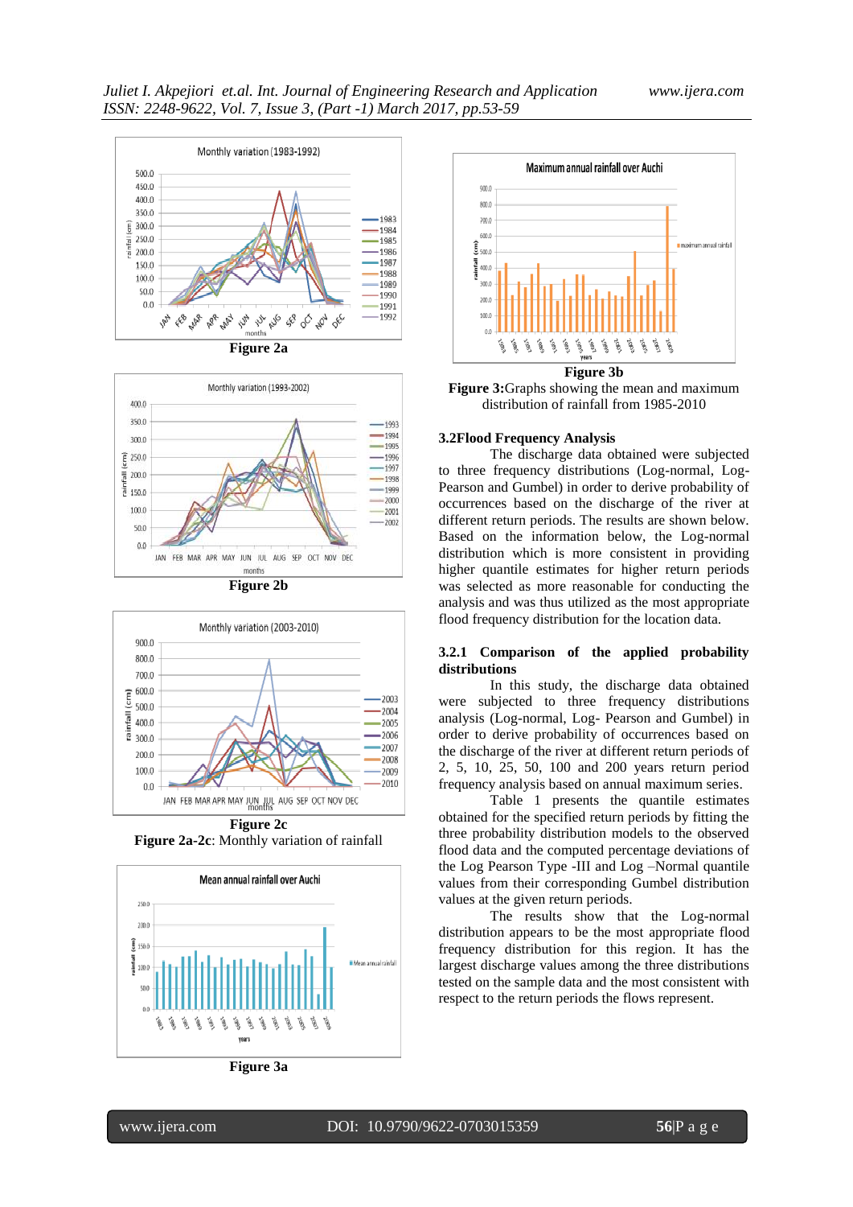Figure 2a

Figure 2b

Figure 2c

**Figure 2a-2c**: Monthly variation of rainfall

Figure 3a

Figure 3b

**Figure 3:**Graphs showing the mean and maximum distribution of rainfall from 1985-2010

### 3.2Flood Frequency Analysis

The discharge data obtained were subjected to three frequency distributions (Log-normal, Log-Pearson and Gumbel) in order to derive probability of occurrences based on the discharge of the river at different return periods. The results are shown below. Based on the information below, the Log-normal distribution which is more consistent in providing higher quantile estimates for higher return periods was selected as more reasonable for conducting the analysis and was thus utilized as the most appropriate flood frequency distribution for the location data.

#### 3.2.1 Comparison of the applied probability distributions

In this study, the discharge data obtained were subjected to three frequency distributions analysis (Log-normal, Log- Pearson and Gumbel) in order to derive probability of occurrences based on the discharge of the river at different return periods of 2, 5, 10, 25, 50, 100 and 200 years return period frequency analysis based on annual maximum series.

Table 1 presents the quantile estimates obtained for the specified return periods by fitting the three probability distribution models to the observed flood data and the computed percentage deviations of the Log Pearson Type -III and Log –Normal quantile values from their corresponding Gumbel distribution values at the given return periods.

The results show that the Log-normal distribution appears to be the most appropriate flood frequency distribution for this region. It has the largest discharge values among the three distributions tested on the sample data and the most consistent with respect to the return periods the flows represent.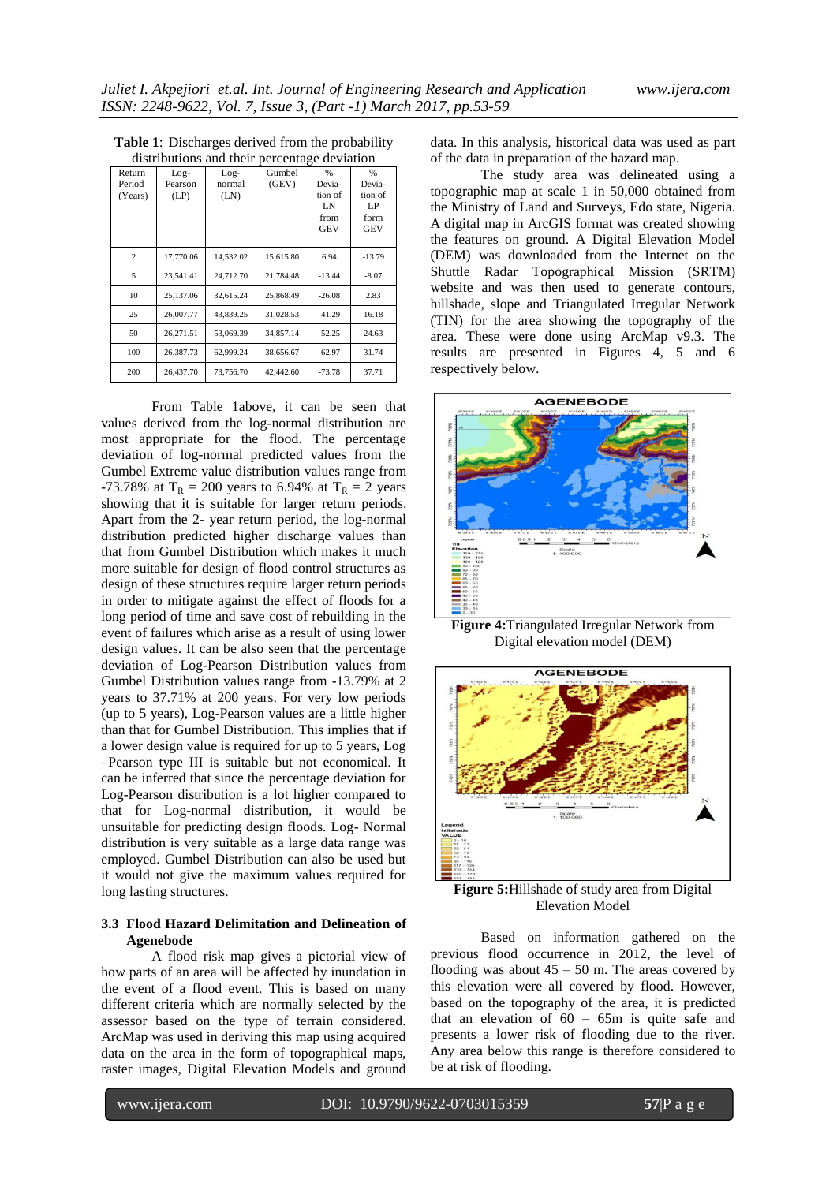**Table 1**: Discharges derived from the probability distributions and their percentage deviation

| Return Period (Years) | Log-Pearson (LP) | Log-normal (LN) | Gumbel (GEV) | % Deviation of LN from GEV | % Deviation of LP form GEV |
|---|---|---|---|---|---|
| 2 | 17,770.06 | 14,532.02 | 15,615.80 | 6.94 | -13.79 |
| 5 | 23,541.41 | 24,712.70 | 21,784.48 | -13.44 | -8.07 |
| 10 | 25,137.06 | 32,615.24 | 25,868.49 | -26.08 | 2.83 |
| 25 | 26,007.77 | 43,839.25 | 31,028.53 | -41.29 | 16.18 |
| 50 | 26,271.51 | 53,069.39 | 34,857.14 | -52.25 | 24.63 |
| 100 | 26,387.73 | 62,999.24 | 38,656.67 | -62.97 | 31.74 |
| 200 | 26,437.70 | 73,756.70 | 42,442.60 | -73.78 | 37.71 |

From Table 1above, it can be seen that values derived from the log-normal distribution are most appropriate for the flood. The percentage deviation of log-normal predicted values from the Gumbel Extreme value distribution values range from -73.78% at $T_R$ = 200 years to 6.94% at $T_R$ = 2 years showing that it is suitable for larger return periods. Apart from the 2- year return period, the log-normal distribution predicted higher discharge values than that from Gumbel Distribution which makes it much more suitable for design of flood control structures as design of these structures require larger return periods in order to mitigate against the effect of floods for a long period of time and save cost of rebuilding in the event of failures which arise as a result of using lower design values. It can be also seen that the percentage deviation of Log-Pearson Distribution values from Gumbel Distribution values range from -13.79% at 2 years to 37.71% at 200 years. For very low periods (up to 5 years), Log-Pearson values are a little higher than that for Gumbel Distribution. This implies that if a lower design value is required for up to 5 years, Log –Pearson type III is suitable but not economical. It can be inferred that since the percentage deviation for Log-Pearson distribution is a lot higher compared to that for Log-normal distribution, it would be unsuitable for predicting design floods. Log- Normal distribution is very suitable as a large data range was employed. Gumbel Distribution can also be used but it would not give the maximum values required for long lasting structures.

### 3.3 Flood Hazard Delimitation and Delineation of Agenebode

A flood risk map gives a pictorial view of how parts of an area will be affected by inundation in the event of a flood event. This is based on many different criteria which are normally selected by the assessor based on the type of terrain considered. ArcMap was used in deriving this map using acquired data on the area in the form of topographical maps, raster images, Digital Elevation Models and ground data. In this analysis, historical data was used as part of the data in preparation of the hazard map.

The study area was delineated using a topographic map at scale 1 in 50,000 obtained from the Ministry of Land and Surveys, Edo state, Nigeria. A digital map in ArcGIS format was created showing the features on ground. A Digital Elevation Model (DEM) was downloaded from the Internet on the Shuttle Radar Topographical Mission (SRTM) website and was then used to generate contours, hillshade, slope and Triangulated Irregular Network (TIN) for the area showing the topography of the area. These were done using ArcMap v9.3. The results are presented in Figures 4, 5 and 6 respectively below.

**Figure 4:** Triangulated Irregular Network from Digital elevation model (DEM)

**Figure 5:** Hillshade of study area from Digital Elevation Model

Based on information gathered on the previous flood occurrence in 2012, the level of flooding was about 45 – 50 m. The areas covered by this elevation were all covered by flood. However, based on the topography of the area, it is predicted that an elevation of 60 – 65m is quite safe and presents a lower risk of flooding due to the river. Any area below this range is therefore considered to be at risk of flooding.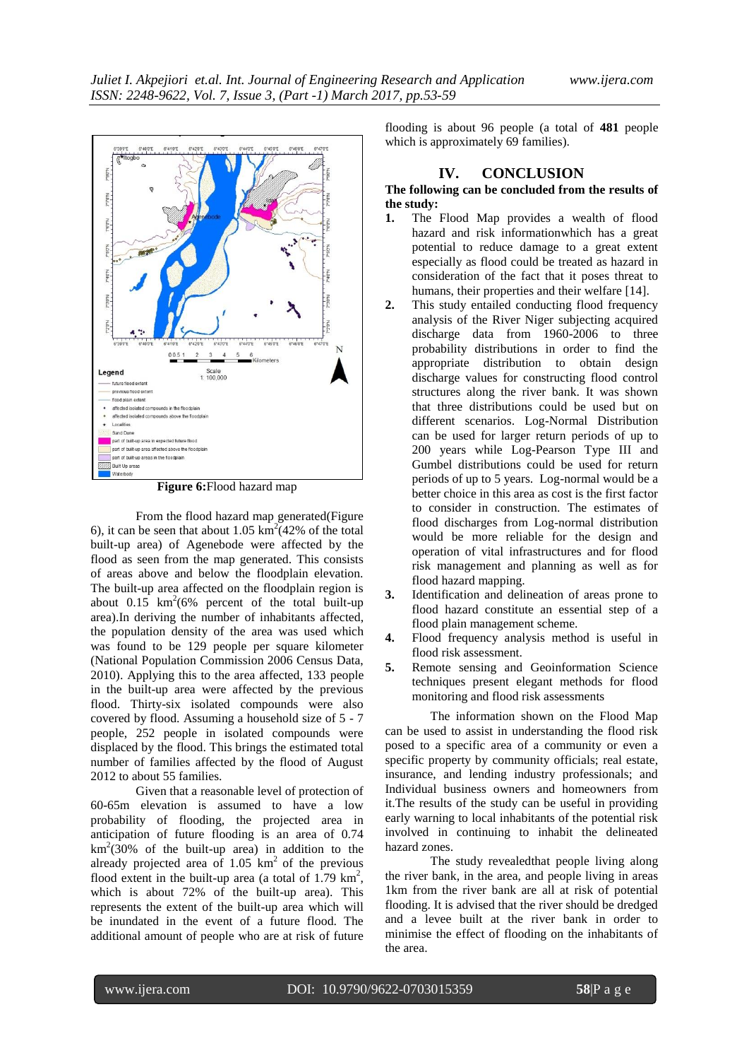**Figure 6:**Flood hazard map

From the flood hazard map generated(Figure 6), it can be seen that about 1.05 $km^2$(42% of the total built-up area) of Agenebode were affected by the flood as seen from the map generated. This consists of areas above and below the floodplain elevation. The built-up area affected on the floodplain region is about 0.15 $km^2$(6% percent of the total built-up area).In deriving the number of inhabitants affected, the population density of the area was used which was found to be 129 people per square kilometer (National Population Commission 2006 Census Data, 2010). Applying this to the area affected, 133 people in the built-up area were affected by the previous flood. Thirty-six isolated compounds were also covered by flood. Assuming a household size of 5 - 7 people, 252 people in isolated compounds were displaced by the flood. This brings the estimated total number of families affected by the flood of August 2012 to about 55 families.

Given that a reasonable level of protection of 60-65m elevation is assumed to have a low probability of flooding, the projected area in anticipation of future flooding is an area of 0.74 $km^2$(30% of the built-up area) in addition to the already projected area of 1.05 $km^2$ of the previous flood extent in the built-up area (a total of 1.79 $km^2$, which is about 72% of the built-up area). This represents the extent of the built-up area which will be inundated in the event of a future flood. The additional amount of people who are at risk of future flooding is about 96 people (a total of **481** people which is approximately 69 families).

## IV. CONCLUSION

**The following can be concluded from the results of the study:**

1. The Flood Map provides a wealth of flood hazard and risk informationwhich has a great potential to reduce damage to a great extent especially as flood could be treated as hazard in consideration of the fact that it poses threat to humans, their properties and their welfare [14].
2. This study entailed conducting flood frequency analysis of the River Niger subjecting acquired discharge data from 1960-2006 to three probability distributions in order to find the appropriate distribution to obtain design discharge values for constructing flood control structures along the river bank. It was shown that three distributions could be used but on different scenarios. Log-Normal Distribution can be used for larger return periods of up to 200 years while Log-Pearson Type III and Gumbel distributions could be used for return periods of up to 5 years. Log-normal would be a better choice in this area as cost is the first factor to consider in construction. The estimates of flood discharges from Log-normal distribution would be more reliable for the design and operation of vital infrastructures and for flood risk management and planning as well as for flood hazard mapping.
3. Identification and delineation of areas prone to flood hazard constitute an essential step of a flood plain management scheme.
4. Flood frequency analysis method is useful in flood risk assessment.
5. Remote sensing and Geoinformation Science techniques present elegant methods for flood monitoring and flood risk assessments

The information shown on the Flood Map can be used to assist in understanding the flood risk posed to a specific area of a community or even a specific property by community officials; real estate, insurance, and lending industry professionals; and Individual business owners and homeowners from it.The results of the study can be useful in providing early warning to local inhabitants of the potential risk involved in continuing to inhabit the delineated hazard zones.

The study revealedthat people living along the river bank, in the area, and people living in areas 1km from the river bank are all at risk of potential flooding. It is advised that the river should be dredged and a levee built at the river bank in order to minimise the effect of flooding on the inhabitants of the area.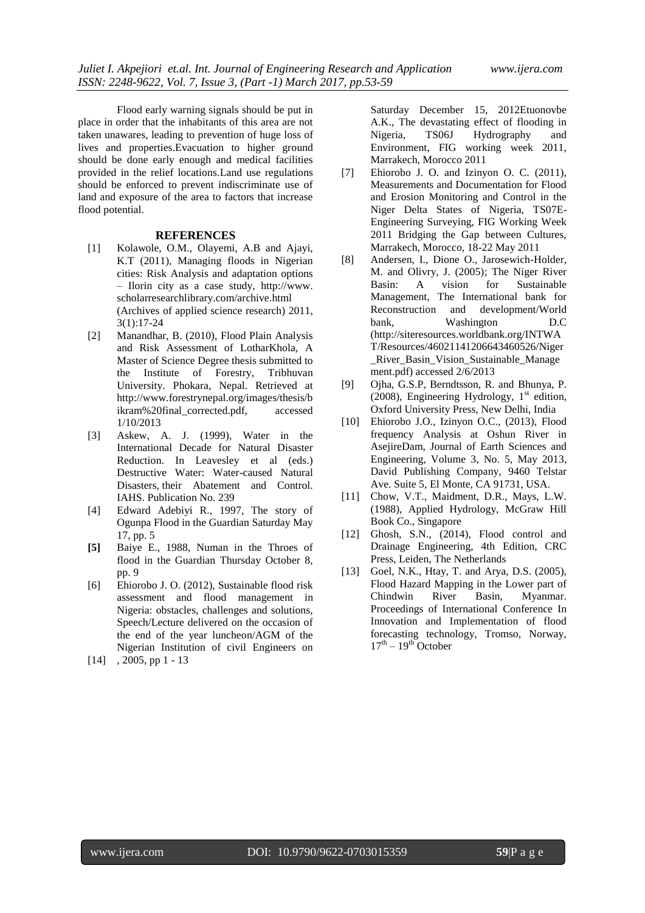Flood early warning signals should be put in place in order that the inhabitants of this area are not taken unawares, leading to prevention of huge loss of lives and properties.Evacuation to higher ground should be done early enough and medical facilities provided in the relief locations.Land use regulations should be enforced to prevent indiscriminate use of land and exposure of the area to factors that increase flood potential.

## REFERENCES

[1] Kolawole, O.M., Olayemi, A.B and Ajayi, K.T (2011), Managing floods in Nigerian cities: Risk Analysis and adaptation options – Ilorin city as a case study, http://www. scholarresearchlibrary.com/archive.html (Archives of applied science research) 2011, 3(1):17-24

[2] Manandhar, B. (2010), Flood Plain Analysis and Risk Assessment of LotharKhola, A Master of Science Degree thesis submitted to the Institute of Forestry, Tribhuvan University. Phokara, Nepal. Retrieved at http://www.forestrynepal.org/images/thesis/bikram%20final_corrected.pdf, accessed 1/10/2013

[3] Askew, A. J. (1999), Water in the International Decade for Natural Disaster Reduction. In Leavesley et al (eds.) Destructive Water: Water-caused Natural Disasters, their Abatement and Control. IAHS. Publication No. 239

[4] Edward Adebiyi R., 1997, The story of Ogunpa Flood in the Guardian Saturday May 17, pp. 5

**[5]** Baiye E., 1988, Numan in the Throes of flood in the Guardian Thursday October 8, pp. 9

[6] Ehiorobo J. O. (2012), Sustainable flood risk assessment and flood management in Nigeria: obstacles, challenges and solutions, Speech/Lecture delivered on the occasion of the end of the year luncheon/AGM of the Nigerian Institution of civil Engineers on

[14] , 2005, pp 1 - 13

Saturday December 15, 2012Etuonovbe A.K., The devastating effect of flooding in Nigeria, TS06J Hydrography and Environment, FIG working week 2011, Marrakech, Morocco 2011

[7] Ehiorobo J. O. and Izinyon O. C. (2011), Measurements and Documentation for Flood and Erosion Monitoring and Control in the Niger Delta States of Nigeria, TS07E-Engineering Surveying, FIG Working Week 2011 Bridging the Gap between Cultures, Marrakech, Morocco, 18-22 May 2011

[8] Andersen, I., Dione O., Jarosewich-Holder, M. and Olivry, J. (2005); The Niger River Basin: A vision for Sustainable Management, The International bank for Reconstruction and development/World bank, Washington D.C (http://siteresources.worldbank.org/INTWAT/Resources/4602114120664346052​6/Niger_River_Basin_Vision_Sustainable_Management.pdf) accessed 2/6/2013

[9] Ojha, G.S.P, Berndtsson, R. and Bhunya, P. (2008), Engineering Hydrology, 1st edition, Oxford University Press, New Delhi, India

[10] Ehiorobo J.O., Izinyon O.C., (2013), Flood frequency Analysis at Oshun River in AsejireDam, Journal of Earth Sciences and Engineering, Volume 3, No. 5, May 2013, David Publishing Company, 9460 Telstar Ave. Suite 5, El Monte, CA 91731, USA.

[11] Chow, V.T., Maidment, D.R., Mays, L.W. (1988), Applied Hydrology, McGraw Hill Book Co., Singapore

[12] Ghosh, S.N., (2014), Flood control and Drainage Engineering, 4th Edition, CRC Press, Leiden, The Netherlands

[13] Goel, N.K., Htay, T. and Arya, D.S. (2005), Flood Hazard Mapping in the Lower part of Chindwin River Basin, Myanmar. Proceedings of International Conference In Innovation and Implementation of flood forecasting technology, Tromso, Norway, 17th – 19th October